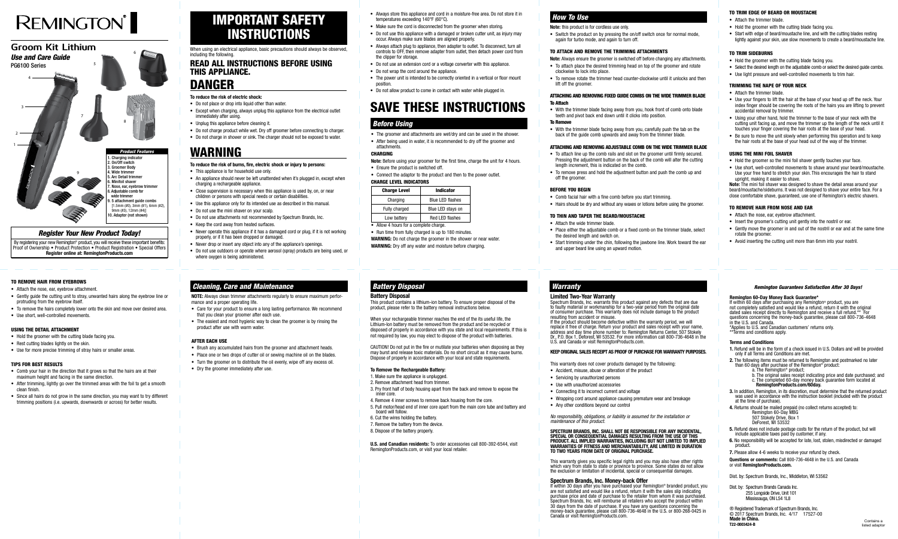# REMINGTON®

## Groom Kit Lithium

### *Use and Care Guide*

PG6100 Series

*Product Features*

1. Charging indicator
2. On/Off switch
3. Groomer Body
4. Wide trimmer
5. Arc Detail trimmer
6. Minifoil shaver
7. Nose, ear, eyebrow trimmer
8. Adjustable comb for wide trimmer
9. 5 attachment guide combs [1.5mm (#0), 3mm (#1), 6mm (#2), 9mm (#3), 12mm (#4)]
10. Adaptor (not shown)

### *Register Your New Product Today!*

By registering your new Remington® product, you will receive these important benefits: Proof of Ownership • Product Protection • Product Registration • Special Offers
**Register online at: RemingtonProducts.com**

# IMPORTANT SAFETY INSTRUCTIONS

When using an electrical appliance, basic precautions should always be observed, including the following.

## READ ALL INSTRUCTIONS BEFORE USING THIS APPLIANCE.

# DANGER

**To reduce the risk of electric shock:**

- Do not place or drop into liquid other than water.
- Except when charging, always unplug this appliance from the electrical outlet immediately after using.
- Unplug this appliance before cleaning it.
- Do not charge product while wet. Dry off groomer before connecting to charger.
- Do not charge in shower or sink. The charger should not be exposed to water.

# WARNING

**To reduce the risk of burns, fire, electric shock or injury to persons:**

- This appliance is for household use only.
- An appliance should never be left unattended when it's plugged in, except when charging a rechargeable appliance.
- Close supervision is necessary when this appliance is used by, on, or near children or persons with special needs or certain disabilities.
- Use this appliance only for its intended use as described in this manual.
- Do not use the mini shaver on your scalp.
- Do not use attachments not recommended by Spectrum Brands, Inc.
- Keep the cord away from heated surfaces.
- Never operate this appliance if it has a damaged cord or plug, if it is not working properly, or if it has been dropped or damaged.
- Never drop or insert any object into any of the appliance's openings.
- Do not use outdoors or operate where aerosol (spray) products are being used, or where oxygen is being administered.
- Always store this appliance and cord in a moisture-free area. Do not store it in temperatures exceeding 140°F (60°C).
- Make sure the cord is disconnected from the groomer when storing.
- Do not use this appliance with a damaged or broken cutter unit, as injury may occur. Always make sure blades are aligned properly.
- Always attach plug to appliance, then adapter to outlet. To disconnect, turn all controls to OFF, then remove adapter from outlet, then detach power cord from the clipper for storage.
- Do not use an extension cord or a voltage converter with this appliance.
- Do not wrap the cord around the appliance.
- The power unit is intended to be correctly oriented in a vertical or floor mount position.
- Do not allow product to come in contact with water while plugged in.

# SAVE THESE INSTRUCTIONS

## *Before Using*

- The groomer and attachments are wet/dry and can be used in the shower.
- After being used in water, it is recommended to dry off the groomer and attachments.

**CHARGING**

**Note:** Before using your groomer for the first time, charge the unit for 4 hours.

- Ensure the product is switched off.
- Connect the adaptor to the product and then to the power outlet.

**CHARGE LEVEL INDICATORS**

| Charge Level | Indicator |
|---|---|
| Charging | Blue LED flashes |
| Fully charged | Blue LED stays on |
| Low battery | Red LED flashes |

- Allow 4 hours for a complete charge.
- Run time from fully charged is up to 180 minutes.

**WARNING:** Do not charge the groomer in the shower or near water.
**WARNING:** Dry off any water and moisture before charging.

## *How To Use*

**Note:** this product is for cordless use only.

- Switch the product on by pressing the on/off switch once for normal mode, again for turbo mode, and again to turn off.

**TO ATTACH AND REMOVE THE TRIMMING ATTACHMENTS**

**Note:** Always ensure the groomer is switched off before changing any attachments.

- To attach place the desired trimming head on top of the groomer and rotate clockwise to lock into place.
- To remove rotate the trimmer head counter-clockwise until it unlocks and then lift off the groomer.

**ATTACHING AND REMOVING FIXED GUIDE COMBS ON THE WIDE TRIMMER BLADE**

**To Attach**

- With the trimmer blade facing away from you, hook front of comb onto blade teeth and pivot back end down until it clicks into position.

**To Remove**

- With the trimmer blade facing away from you, carefully push the tab on the back of the guide comb upwards and away from the trimmer blade.

**ATTACHING AND REMOVING ADJUSTABLE COMB ON THE WIDE TRIMMER BLADE**

- To attach line up the comb rails and slot on the groomer until firmly secured. Pressing the adjustment button on the back of the comb will alter the cutting length increment, this is indicated on the comb.
- To remove press and hold the adjustment button and push the comb up and off the groomer.

**BEFORE YOU BEGIN**

- Comb facial hair with a fine comb before you start trimming.
- Hairs should be dry and without any waxes or lotions before using the groomer.

**TO THIN AND TAPER THE BEARD/MOUSTACHE**

- Attach the wide trimmer blade.
- Place either the adjustable comb or a fixed comb on the trimmer blade, select the desired length and switch on.
- Start trimming under the chin, following the jawbone line. Work toward the ear and upper beard line using an upward motion.

**TO TRIM EDGE OF BEARD OR MOUSTACHE**

- Attach the trimmer blade.
- Hold the groomer with the cutting blade facing you.
- Start with edge of beard/moustache line, and with the cutting blades resting lightly against your skin, use slow movements to create a beard/moustache line.

**TO TRIM SIDEBURNS**

- Hold the groomer with the cutting blade facing you.
- Select the desired length on the adjustable comb or select the desired guide combs.
- Use light pressure and well-controlled movements to trim hair.

**TRIMMING THE NAPE OF YOUR NECK**

- Attach the trimmer blade.
- Use your fingers to lift the hair at the base of your head up off the neck. Your index finger should be covering the roots of the hairs you are lifting to prevent accidental removal by trimmer.
- Using your other hand, hold the trimmer to the base of your neck with the cutting unit facing up, and move the trimmer up the length of the neck until it touches your finger covering the hair roots at the base of your head.
- Be sure to move the unit slowly when performing this operation and to keep the hair roots at the base of your head out of the way of the trimmer.

**USING THE MINI FOIL SHAVER**

- Hold the groomer so the mini foil shaver gently touches your face.
- Use short, well-controlled movements to shave around your beard/moustache. Use your free hand to stretch your skin. This encourages the hair to stand upright, making it easier to shave.

**Note:** The mini foil shaver was designed to shave the detail areas around your beard/moustache/sideburns. It was not designed to shave your entire face. For a close comfortable shave, guaranteed, use one of Remington's electric shavers.

**TO REMOVE HAIR FROM NOSE AND EAR**

- Attach the nose, ear, eyebrow attachment.
- Insert the groomer's cutting unit gently into the nostril or ear.
- Gently move the groomer in and out of the nostril or ear and at the same time rotate the groomer.
- Avoid inserting the cutting unit more than 6mm into your nostril.

**TO REMOVE HAIR FROM EYEBROWS**

- Attach the nose, ear, eyebrow attachment.
- Gently guide the cutting unit to stray, unwanted hairs along the eyebrow line or protruding from the eyebrow itself.
- To remove the hairs completely lower onto the skin and move over desired area.
- Use short, well-controlled movements.

**USING THE DETAIL ATTACHMENT**

- Hold the groomer with the cutting blade facing you.
- Rest cutting blades lightly on the skin.
- Use for more precise trimming of stray hairs or smaller areas.

**TIPS FOR BEST RESULTS**

- Comb your hair in the direction that it grows so that the hairs are at their maximum height and facing in the same direction.
- After trimming, lightly go over the trimmed areas with the foil to get a smooth clean finish.
- Since all hairs do not grow in the same direction, you may want to try different trimming positions (i.e. upwards, downwards or across) for better results.

## *Cleaning, Care and Maintenance*

**NOTE:** Always clean trimmer attachments regularly to ensure maximum performance and a proper operating life.

- Care for your product to ensure a long lasting performance. We recommend that you clean your groomer after each use.
- The easiest and most hygienic way to clean the groomer is by rinsing the product after use with warm water.

**AFTER EACH USE**

- Brush any accumulated hairs from the groomer and attachment heads.
- Place one or two drops of cutter oil or sewing machine oil on the blades.
- Turn the groomer on to distribute the oil evenly, wipe off any excess oil.
- Dry the groomer immediately after use.

## *Battery Disposal*

**Battery Disposal**

This product contains a lithium-ion battery. To ensure proper disposal of the product, please refer to the battery removal instructions below.

When your rechargeable trimmer reaches the end of the its useful life, the Lithium-Ion battery must be removed from the product and be recycled or disposed of properly in accordance with you state and local requirements. If this is not required by law, you may elect to dispose of the product with batteries.

CAUTION! Do not put in the fire or mutilate your batteries when disposing as they may burst and release toxic materials. Do no short circuit as it may cause burns. Dispose of properly in accordance with your local and state requirements.

**To Remove the Rechargeable Battery:**

1. Make sure the appliance is unplugged.
2. Remove attachment head from trimmer.
3. Pry front half of body housing apart from the back and remove to expose the inner core.
4. Remove 4 inner screws to remove back housing from the core.
5. Pull motor/head end of inner core apart from the main core tube and battery and board will follow.
6. Cut the wires holding the battery.
7. Remove the battery from the device.
8. Dispose of the battery properly.

**U.S. and Canadian residents:** To order accessories call 800-392-6544, visit RemingtonProducts.com, or visit your local retailer.

## *Warranty*

**Limited Two-Year Warranty**

Spectrum Brands, Inc. warrants this product against any defects that are due to faulty material or workmanship for a two-year period from the original date of consumer purchase. This warranty does not include damage to the product resulting from accident or misuse.

If the product should become defective within the warranty period, we will replace it free of charge. Return your product and sales receipt with your name, address and day time phone number to: Remington Returns Center, 507 Stokely Dr., P.O. Box 1, Deforest, WI 53532. For more information call 800-736-4648 in the U.S. and Canada or visit RemingtonProducts.com.

**KEEP ORIGINAL SALES RECEIPT AS PROOF OF PURCHASE FOR WARRANTY PURPOSES.**

This warranty does not cover products damaged by the following:

- Accident, misuse, abuse or alteration of the product
- Servicing by unauthorized persons
- Use with unauthorized accessories
- Connecting it to incorrect current and voltage
- Wrapping cord around appliance causing premature wear and breakage
- Any other conditions beyond our control

*No responsibility, obligations, or liability is assumed for the installation or maintenance of this product.*

**SPECTRUM BRANDS, INC. SHALL NOT BE RESPONSIBLE FOR ANY INCIDENTAL, SPECIAL OR CONSEQUENTIAL DAMAGES RESULTING FROM THE USE OF THIS PRODUCT. ALL IMPLIED WARRANTIES, INCLUDING BUT NOT LIMITED TO IMPLIED WARRANTIES OF FITNESS AND MERCHANTABILITY, ARE LIMITED IN DURATION TO TWO YEARS FROM DATE OF ORIGINAL PURCHASE.**

This warranty gives you specific legal rights and you may also have other rights which vary from state to state or province to province. Some states do not allow the exclusion or limitation of incidental, special or consequential damages.

**Spectrum Brands, Inc. Money-back Offer**

If within 30 days after you have purchased your Remington® branded product, you are not satisfied and would like a refund, return it with the sales slip indicating purchase price and date of purchase to the retailer from whom it was purchased. Spectrum Brands, Inc. will reimburse all retailers who accept the product within 30 days from the date of purchase. If you have any questions concerning the money-back guarantee, please call 800-736-4648 in the U.S. or 800-268-0425 in Canada or visit RemingtonProducts.com.

***Remington Guarantees Satisfaction After 30 Days!***

**Remington 60-Day Money Back Guarantee***

If within 60 days after purchasing any Remington® product, you are not completely satisfied and would like a refund, return it with the original dated sales receipt directly to Remington and receive a full refund.** For questions concerning the money-back guarantee, please call 800-736-4648 in the U.S. and Canada.

*Applies to U.S. and Canadian customers' returns only.
**Terms and conditions apply.

**Terms and Conditions**

1. Refund will be in the form of a check issued in U.S. Dollars and will be provided only if all Terms and Conditions are met.
2. The following items must be returned to Remington and postmarked no later than 60 days after purchase of the Remington® product:
   a. The Remington® product;
   b. The original sales receipt indicating price and date purchased; and
   c. The completed 60-day money back guarantee form located at **RemingtonProducts.com/60day.**
3. In addition, Remington, in its discretion, must determine that the returned product was used in accordance with the instruction booklet (included with the product at the time of purchase).
4. Returns should be mailed prepaid (no collect returns accepted) to:
   Remington 60-Day MBG
   507 Stokely Drive, Box 1
   DeForest, WI 53532
5. Refund does not include postage costs for the return of the product, but will include applicable taxes paid by customer, if any.
6. No responsibility will be accepted for late, lost, stolen, misdirected or damaged product.
7. Please allow 4-6 weeks to receive your refund by check.

**Questions or comments:** Call 800-736-4648 in the U.S. and Canada or visit **RemingtonProducts.com.**

Dist. by: Spectrum Brands, Inc., Middleton, WI 53562

Dist. by: Spectrum Brands Canada Inc.
255 Longside Drive, Unit 101
Mississauga, ON L5W 1L8

® Registered Trademark of Spectrum Brands, Inc.
© 2017 Spectrum Brands, Inc. 4/17 17527-00
**Made in China.**
**T22-0003424-B**

Contains a listed adaptor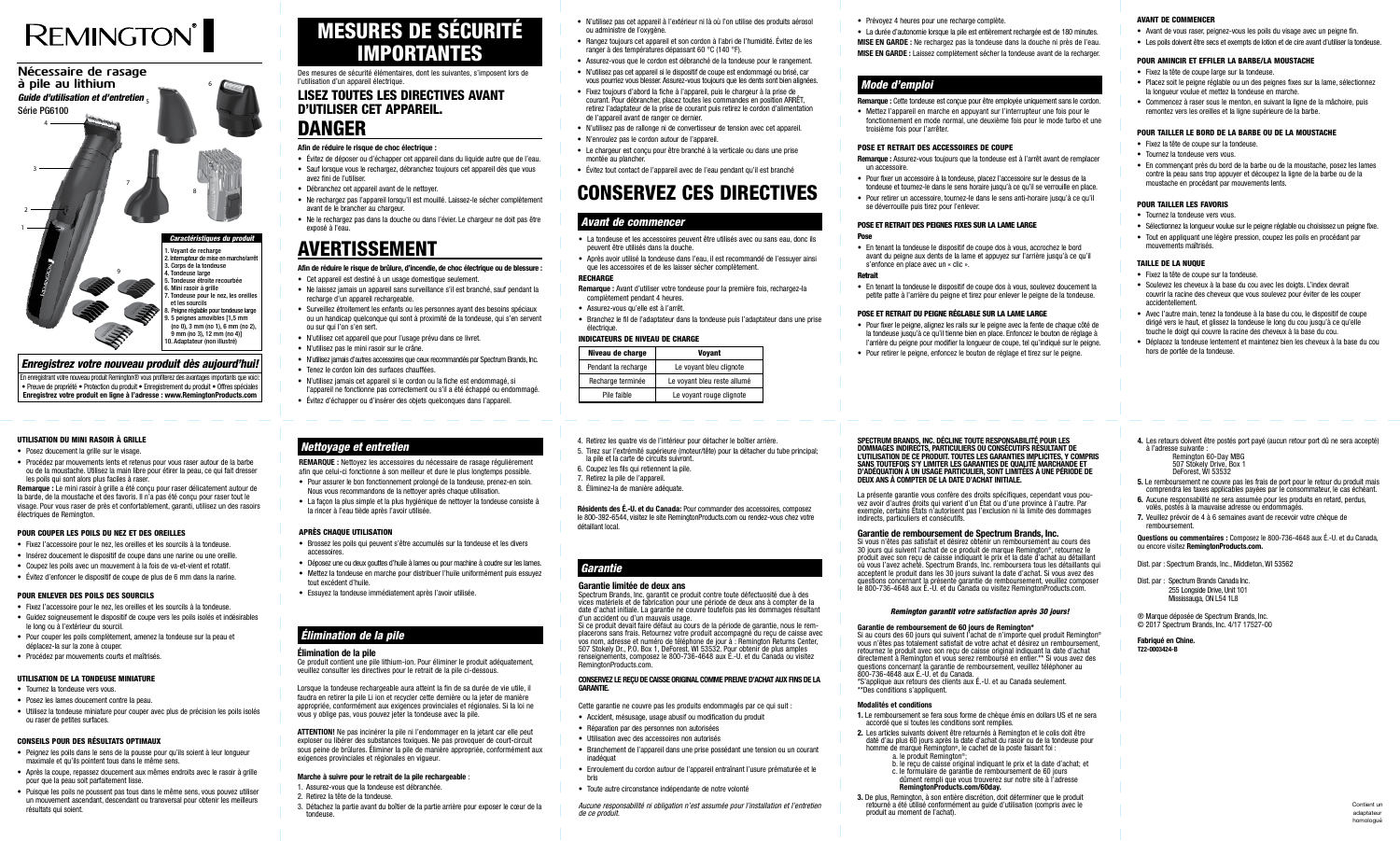### UTILISATION DU MINI RASOIR À GRILLE

- Posez doucement la grille sur le visage.
- Procédez par mouvements lents et retenus pour vous raser autour de la barbe ou de la moustache. Utilisez la main libre pour étirer la peau, ce qui fait dresser les poils qui sont alors plus faciles à raser.

**Remarque :** Le mini rasoir à grille a été conçu pour raser délicatement autour de la barbe, de la moustache et des favoris. Il n'a pas été conçu pour raser tout le visage. Pour vous raser de près et confortablement, garanti, utilisez un des rasoirs électriques de Remington.

### POUR COUPER LES POILS DU NEZ ET DES OREILLES

- Fixez l'accessoire pour le nez, les oreilles et les sourcils à la tondeuse.
- Insérez doucement le dispositif de coupe dans une narine ou une oreille.
- Coupez les poils avec un mouvement à la fois de va-et-vient et rotatif.
- Évitez d'enfoncer le dispositif de coupe de plus de 6 mm dans la narine.

### POUR ENLEVER DES POILS DES SOURCILS

- Fixez l'accessoire pour le nez, les oreilles et les sourcils à la tondeuse.
- Guidez soigneusement le dispositif de coupe vers les poils isolés et indésirables le long ou à l'extérieur du sourcil.
- Pour couper les poils complètement, amenez la tondeuse sur la peau et déplacez-la sur la zone à couper.
- Procédez par mouvements courts et maîtrisés.

### UTILISATION DE LA TONDEUSE MINIATURE

- Tournez la tondeuse vers vous.
- Posez les lames doucement contre la peau.
- Utilisez la tondeuse miniature pour couper avec plus de précision les poils isolés ou raser de petites surfaces.

### CONSEILS POUR DES RÉSULTATS OPTIMAUX

- Peignez les poils dans le sens de la pousse pour qu'ils soient à leur longueur maximale et qu'ils pointent tous dans le même sens.
- Après la coupe, repassez doucement aux mêmes endroits avec le rasoir à grille pour que la peau soit parfaitement lisse.
- Puisque les poils ne poussent pas tous dans le même sens, vous pouvez utiliser un mouvement ascendant, descendant ou transversal pour obtenir les meilleurs résultats qui soient.

## Nettoyage et entretien

**REMARQUE :** Nettoyez les accessoires du nécessaire de rasage régulièrement afin que celui-ci fonctionne à son meilleur et dure le plus longtemps possible.

- Pour assurer le bon fonctionnement prolongé de la tondeuse, prenez-en soin. Nous vous recommandons de la nettoyer après chaque utilisation.
- La façon la plus simple et la plus hygiénique de nettoyer la tondeuse consiste à la rincer à l'eau tiède après l'avoir utilisée.

### APRÈS CHAQUE UTILISATION

- Brossez les poils qui peuvent s'être accumulés sur la tondeuse et les divers accessoires.
- Déposez une ou deux gouttes d'huile à lames ou pour machine à coudre sur les lames.
- Mettez la tondeuse en marche pour distribuer l'huile uniformément puis essuyez tout excédent d'huile.
- Essuyez la tondeuse immédiatement après l'avoir utilisée.

## Élimination de la pile

### Élimination de la pile

Ce produit contient une pile lithium-ion. Pour éliminer le produit adéquatement, veuillez consulter les directives pour le retrait de la pile ci-dessous.

Lorsque la tondeuse rechargeable aura atteint la fin de sa durée de vie utile, il faudra en retirer la pile Li ion et recycler cette dernière ou la jeter de manière appropriée, conformément aux exigences provinciales et régionales. Si la loi ne vous y oblige pas, vous pouvez jeter la tondeuse avec la pile.

**ATTENTION!** Ne pas incinérer la pile ni l'endommager en la jetant car elle peut exploser ou libérer des substances toxiques. Ne pas provoquer de court-circuit sous peine de brûlures. Éliminer la pile de manière appropriée, conformément aux exigences provinciales et régionales en vigueur.

**Marche à suivre pour le retrait de la pile rechargeable :**

1. Assurez-vous que la tondeuse est débranchée.
2. Retirez la tête de la tondeuse.
3. Détachez la partie avant du boîtier de la partie arrière pour exposer le cœur de la tondeuse.
4. Retirez les quatre vis de l'intérieur pour détacher le boîtier arrière.
5. Tirez sur l'extrémité supérieure (moteur/tête) pour la détacher du tube principal; la pile et la carte de circuits suivront.
6. Coupez les fils qui retiennent la pile.
7. Retirez la pile de l'appareil.
8. Éliminez-la de manière adéquate.

**Résidents des É.-U. et du Canada:** Pour commander des accessoires, composez le 800-392-6544, visitez le site RemingtonProducts.com ou rendez-vous chez votre détaillant local.

## Garantie

### Garantie limitée de deux ans

Spectrum Brands, Inc. garantit ce produit contre toute défectuosité due à des vices matériels et de fabrication pour une période de deux ans à compter de la date d'achat initiale. La garantie ne couvre toutefois pas les dommages résultant d'un accident ou d'un mauvais usage.

Si ce produit devait faire défaut au cours de la période de garantie, nous le remplacerons sans frais. Retournez votre produit accompagné du reçu de caisse avec vos nom, adresse et numéro de téléphone de jour à : Remington Returns Center, 507 Stokely Dr., P.O. Box 1, DeForest, WI 53532. Pour obtenir de plus amples renseignements, composez le 800-736-4648 aux É.-U. et du Canada ou visitez RemingtonProducts.com.

**CONSERVEZ LE REÇU DE CAISSE ORIGINAL COMME PREUVE D'ACHAT AUX FINS DE LA GARANTIE.**

Cette garantie ne couvre pas les produits endommagés par ce qui suit :

- Accident, mésusage, usage abusif ou modification du produit
- Réparation par des personnes non autorisées
- Utilisation avec des accessoires non autorisés
- Branchement de l'appareil dans une prise possédant une tension ou un courant inadéquat
- Enroulement du cordon autour de l'appareil entraînant l'usure prématurée et le bris
- Toute autre circonstance indépendante de notre volonté

*Aucune responsabilité ni obligation n'est assumée pour l'installation et l'entretien de ce produit.*

**SPECTRUM BRANDS, INC. DÉCLINE TOUTE RESPONSABILITÉ POUR LES DOMMAGES INDIRECTS, PARTICULIERS OU CONSÉCUTIFS RÉSULTANT DE L'UTILISATION DE CE PRODUIT. TOUTES LES GARANTIES IMPLICITES, Y COMPRIS SANS TOUTEFOIS S'Y LIMITER LES GARANTIES DE QUALITÉ MARCHANDE ET D'ADÉQUATION À UN USAGE PARTICULIER, SONT LIMITÉES À UNE PÉRIODE DE DEUX ANS À COMPTER DE LA DATE D'ACHAT INITIALE.**

La présente garantie vous confère des droits spécifiques, cependant vous pouvez avoir d'autres droits qui varient d'un État ou d'une province à l'autre. Par exemple, certains États n'autorisent pas l'exclusion ni la limite des dommages indirects, particuliers et consécutifs.

### Garantie de remboursement de Spectrum Brands, Inc.

Si vous n'êtes pas satisfait et désirez obtenir un remboursement au cours des 30 jours qui suivent l'achat de ce produit de marque Remington®, retournez le produit avec son reçu de caisse indiquant le prix et la date d'achat au détaillant où vous l'avez acheté. Spectrum Brands, Inc. remboursera tous les détaillants qui acceptent le produit dans les 30 jours suivant la date d'achat. Si vous avez des questions concernant la présente garantie de remboursement, veuillez composer le 800-736-4648 aux É.-U. et du Canada ou visitez RemingtonProducts.com.

***Remington garantit votre satisfaction après 30 jours!***

**Garantie de remboursement de 60 jours de Remington***

Si au cours des 60 jours qui suivent l'achat de n'importe quel produit Remington® vous n'êtes pas totalement satisfait de votre achat et désirez un remboursement, retournez le produit avec son reçu de caisse original indiquant la date d'achat directement à Remington et vous serez remboursé en entier.** Si vous avez des questions concernant la garantie de remboursement, veuillez téléphoner au 800-736-4648 aux É.-U. et du Canada.

*S'applique aux retours des clients aux É.-U. et au Canada seulement.

**Des conditions s'appliquent.

**Modalités et conditions**

1. Le remboursement se fera sous forme de chèque émis en dollars US et ne sera accordé que si toutes les conditions sont remplies.
2. Les articles suivants doivent être retournés à Remington et le colis doit être daté d'au plus 60 jours après la date d'achat du rasoir ou de la tondeuse pour homme de marque Remington®, le cachet de la poste faisant foi :
   a. le produit Remington®;
   b. le reçu de caisse original indiquant le prix et la date d'achat; et
   c. le formulaire de garantie de remboursement de 60 jours dûment rempli que vous trouverez sur notre site à l'adresse **RemingtonProducts.com/60day.**
3. De plus, Remington, à son entière discrétion, doit déterminer que le produit retourné a été utilisé conformément au guide d'utilisation (compris avec le produit au moment de l'achat).
4. Les retours doivent être postés port payé (aucun retour port dû ne sera accepté) à l'adresse suivante :
   Remington 60-Day MBG
   507 Stokely Drive, Box 1
   DeForest, WI 53532
5. Le remboursement ne couvre pas les frais de port pour le retour du produit mais comprendra les taxes applicables payées par le consommateur, le cas échéant.
6. Aucune responsabilité ne sera assumée pour les produits en retard, perdus, volés, postés à la mauvaise adresse ou endommagés.
7. Veuillez prévoir de 4 à 6 semaines avant de recevoir votre chèque de remboursement.

**Questions ou commentaires :** Composez le 800-736-4648 aux É.-U. et du Canada, ou encore visitez **RemingtonProducts.com.**

Dist. par : Spectrum Brands, Inc., Middleton, WI 53562

Dist. par : Spectrum Brands Canada Inc.
255 Longside Drive, Unit 101
Mississauga, ON L5W 1L8

® Marque déposée de Spectrum Brands, Inc.
© 2017 Spectrum Brands, Inc. 4/17 17527-00

**Fabriqué en Chine.**
**T22-0003424-B**

Contient un adaptateur homologué